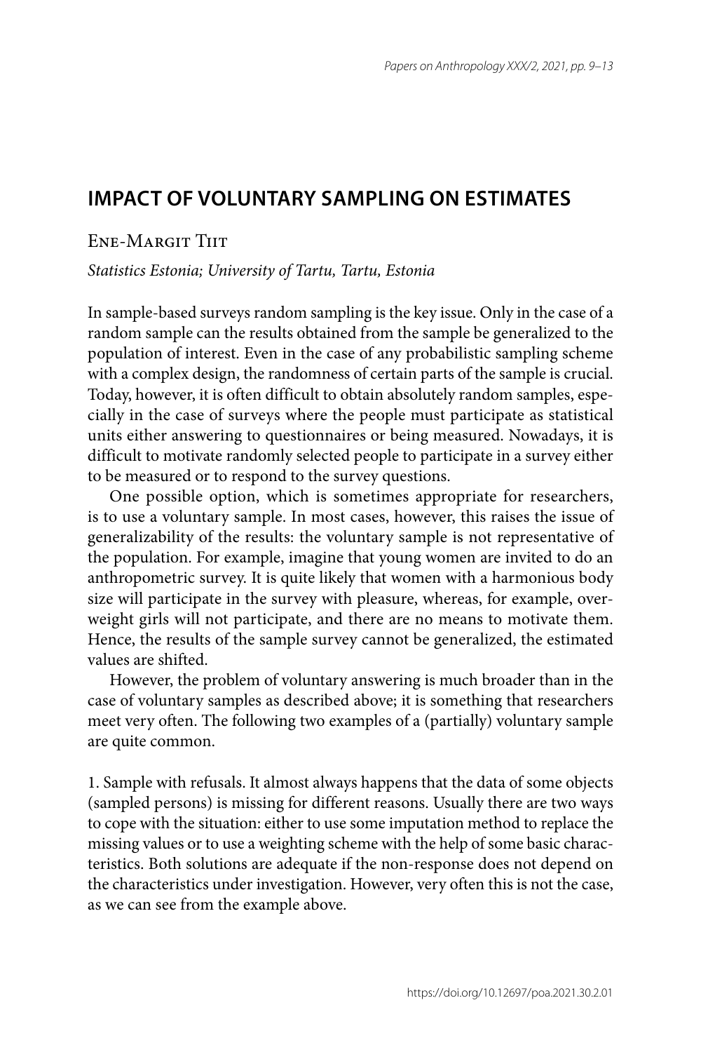# IMPACT OF VOLUNTARY SAMPLING ON ESTIMATES

Ene-Margit Tiit

*Statistics Estonia; University of Tartu, Tartu, Estonia*

In sample-based surveys random sampling is the key issue. Only in the case of a random sample can the results obtained from the sample be generalized to the population of interest. Even in the case of any probabilistic sampling scheme with a complex design, the randomness of certain parts of the sample is crucial. Today, however, it is often difficult to obtain absolutely random samples, especially in the case of surveys where the people must participate as statistical units either answering to questionnaires or being measured. Nowadays, it is difficult to motivate randomly selected people to participate in a survey either to be measured or to respond to the survey questions.

One possible option, which is sometimes appropriate for researchers, is to use a voluntary sample. In most cases, however, this raises the issue of generalizability of the results: the voluntary sample is not representative of the population. For example, imagine that young women are invited to do an anthropometric survey. It is quite likely that women with a harmonious body size will participate in the survey with pleasure, whereas, for example, overweight girls will not participate, and there are no means to motivate them. Hence, the results of the sample survey cannot be generalized, the estimated values are shifted.

However, the problem of voluntary answering is much broader than in the case of voluntary samples as described above; it is something that researchers meet very often. The following two examples of a (partially) voluntary sample are quite common.

1. Sample with refusals. It almost always happens that the data of some objects (sampled persons) is missing for different reasons. Usually there are two ways to cope with the situation: either to use some imputation method to replace the missing values or to use a weighting scheme with the help of some basic characteristics. Both solutions are adequate if the non-response does not depend on the characteristics under investigation. However, very often this is not the case, as we can see from the example above.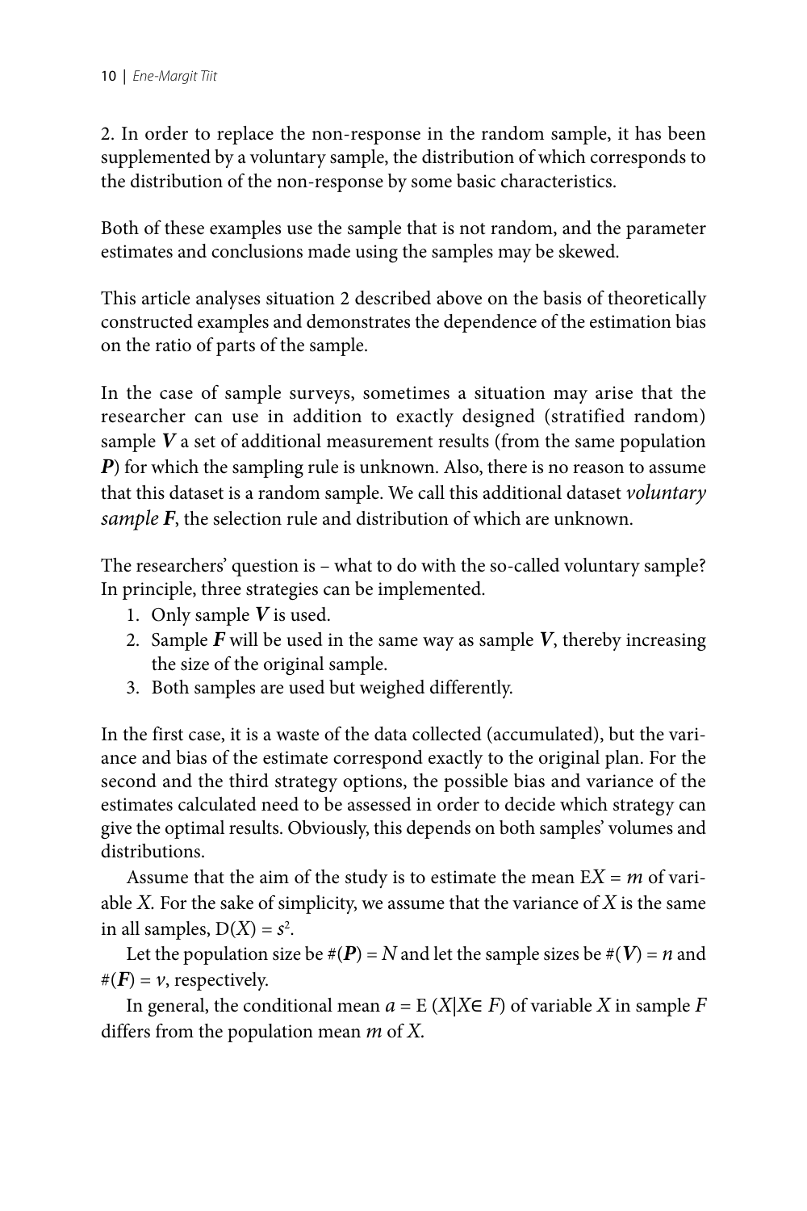2. In order to replace the non-response in the random sample, it has been supplemented by a voluntary sample, the distribution of which corresponds to the distribution of the non-response by some basic characteristics.

Both of these examples use the sample that is not random, and the parameter estimates and conclusions made using the samples may be skewed.

This article analyses situation 2 described above on the basis of theoretically constructed examples and demonstrates the dependence of the estimation bias on the ratio of parts of the sample.

In the case of sample surveys, sometimes a situation may arise that the researcher can use in addition to exactly designed (stratified random) sample $\boldsymbol{V}$ a set of additional measurement results (from the same population $\boldsymbol{P}$) for which the sampling rule is unknown. Also, there is no reason to assume that this dataset is a random sample. We call this additional dataset *voluntary sample* $\boldsymbol{F}$, the selection rule and distribution of which are unknown.

The researchers' question is – what to do with the so-called voluntary sample? In principle, three strategies can be implemented.

1. Only sample $\boldsymbol{V}$ is used.
2. Sample $\boldsymbol{F}$ will be used in the same way as sample $\boldsymbol{V}$, thereby increasing the size of the original sample.
3. Both samples are used but weighed differently.

In the first case, it is a waste of the data collected (accumulated), but the variance and bias of the estimate correspond exactly to the original plan. For the second and the third strategy options, the possible bias and variance of the estimates calculated need to be assessed in order to decide which strategy can give the optimal results. Obviously, this depends on both samples' volumes and distributions.

Assume that the aim of the study is to estimate the mean $\mathrm{E}X = m$ of variable $X$. For the sake of simplicity, we assume that the variance of $X$ is the same in all samples, $\mathrm{D}(X) = s^2$.

Let the population size be $\#(\boldsymbol{P}) = N$ and let the sample sizes be $\#(\boldsymbol{V}) = n$ and $\#(\boldsymbol{F}) = \nu$, respectively.

In general, the conditional mean $a = \mathrm{E}\,(X|X\in F)$ of variable $X$ in sample $F$ differs from the population mean $m$ of $X$.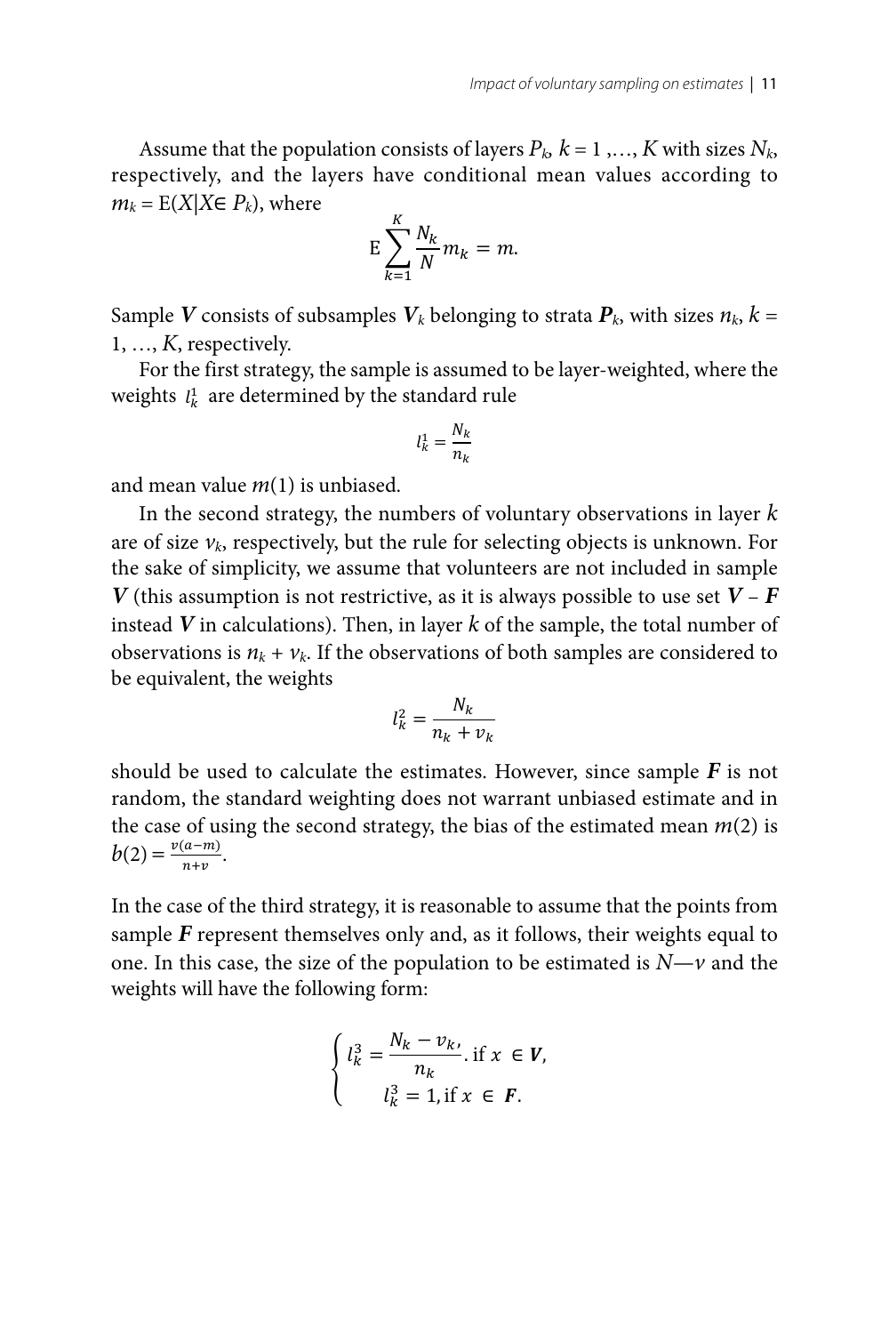Assume that the population consists of layers $P_k$, $k = 1, \ldots, K$ with sizes $N_k$, respectively, and the layers have conditional mean values according to $m_k = \mathrm{E}(X|X \in P_k)$, where

$$\mathrm{E}\sum_{k=1}^{K} \frac{N_k}{N} m_k = m.$$

Sample $\boldsymbol{V}$ consists of subsamples $\boldsymbol{V}_k$ belonging to strata $\boldsymbol{P}_k$, with sizes $n_k$, $k = 1, \ldots, K$, respectively.

For the first strategy, the sample is assumed to be layer-weighted, where the weights $l_k^1$ are determined by the standard rule

$$l_k^1 = \frac{N_k}{n_k}$$

and mean value $m(1)$ is unbiased.

In the second strategy, the numbers of voluntary observations in layer $k$ are of size $v_k$, respectively, but the rule for selecting objects is unknown. For the sake of simplicity, we assume that volunteers are not included in sample $\boldsymbol{V}$ (this assumption is not restrictive, as it is always possible to use set $\boldsymbol{V} - \boldsymbol{F}$ instead $\boldsymbol{V}$ in calculations). Then, in layer $k$ of the sample, the total number of observations is $n_k + v_k$. If the observations of both samples are considered to be equivalent, the weights

$$l_k^2 = \frac{N_k}{n_k + v_k}$$

should be used to calculate the estimates. However, since sample $\boldsymbol{F}$ is not random, the standard weighting does not warrant unbiased estimate and in the case of using the second strategy, the bias of the estimated mean $m(2)$ is $b(2) = \frac{v(a-m)}{n+v}$.

In the case of the third strategy, it is reasonable to assume that the points from sample $\boldsymbol{F}$ represent themselves only and, as it follows, their weights equal to one. In this case, the size of the population to be estimated is $N—v$ and the weights will have the following form:

$$\begin{cases} l_k^3 = \dfrac{N_k - v_k,}{n_k}. \text{ if } x \in \boldsymbol{V}, \\ l_k^3 = 1, \text{if } x \in \boldsymbol{F}. \end{cases}$$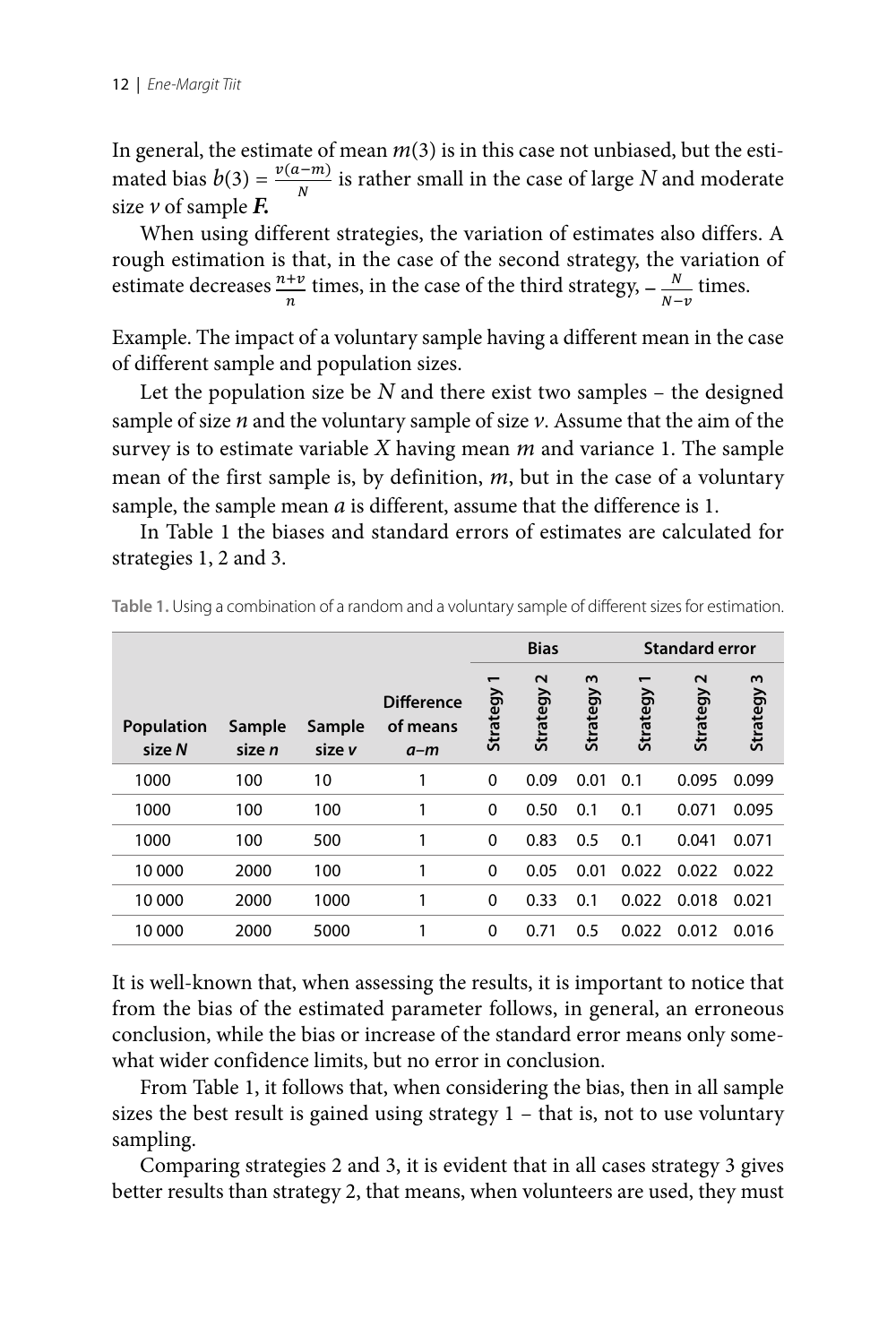In general, the estimate of mean $m(3)$ is in this case not unbiased, but the estimated bias $b(3) = \frac{v(a-m)}{N}$ is rather small in the case of large $N$ and moderate size $v$ of sample ***F.***

When using different strategies, the variation of estimates also differs. A rough estimation is that, in the case of the second strategy, the variation of estimate decreases $\frac{n+v}{n}$ times, in the case of the third strategy, $-\frac{N}{N-v}$ times.

Example. The impact of a voluntary sample having a different mean in the case of different sample and population sizes.

Let the population size be $N$ and there exist two samples – the designed sample of size $n$ and the voluntary sample of size $v$. Assume that the aim of the survey is to estimate variable $X$ having mean $m$ and variance 1. The sample mean of the first sample is, by definition, $m$, but in the case of a voluntary sample, the sample mean $a$ is different, assume that the difference is 1.

In Table 1 the biases and standard errors of estimates are calculated for strategies 1, 2 and 3.

Table 1. Using a combination of a random and a voluntary sample of different sizes for estimation.

| Population size $N$ | Sample size $n$ | Sample size $v$ | Difference of means $a-m$ | Bias | | | Standard error | | |
|---|---|---|---|---|---|---|---|---|---|
| | | | | Strategy 1 | Strategy 2 | Strategy 3 | Strategy 1 | Strategy 2 | Strategy 3 |
| 1000 | 100 | 10 | 1 | 0 | 0.09 | 0.01 | 0.1 | 0.095 | 0.099 |
| 1000 | 100 | 100 | 1 | 0 | 0.50 | 0.1 | 0.1 | 0.071 | 0.095 |
| 1000 | 100 | 500 | 1 | 0 | 0.83 | 0.5 | 0.1 | 0.041 | 0.071 |
| 10 000 | 2000 | 100 | 1 | 0 | 0.05 | 0.01 | 0.022 | 0.022 | 0.022 |
| 10 000 | 2000 | 1000 | 1 | 0 | 0.33 | 0.1 | 0.022 | 0.018 | 0.021 |
| 10 000 | 2000 | 5000 | 1 | 0 | 0.71 | 0.5 | 0.022 | 0.012 | 0.016 |

It is well-known that, when assessing the results, it is important to notice that from the bias of the estimated parameter follows, in general, an erroneous conclusion, while the bias or increase of the standard error means only somewhat wider confidence limits, but no error in conclusion.

From Table 1, it follows that, when considering the bias, then in all sample sizes the best result is gained using strategy 1 – that is, not to use voluntary sampling.

Comparing strategies 2 and 3, it is evident that in all cases strategy 3 gives better results than strategy 2, that means, when volunteers are used, they must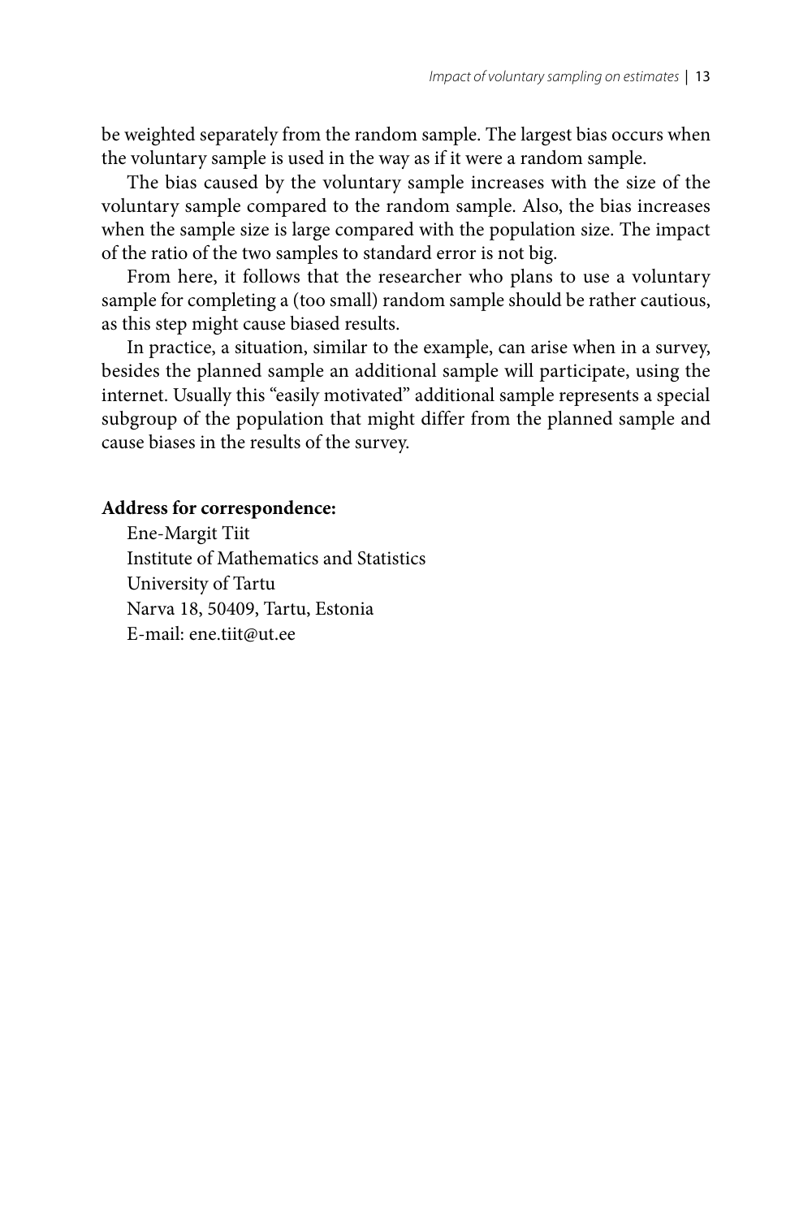be weighted separately from the random sample. The largest bias occurs when the voluntary sample is used in the way as if it were a random sample.

The bias caused by the voluntary sample increases with the size of the voluntary sample compared to the random sample. Also, the bias increases when the sample size is large compared with the population size. The impact of the ratio of the two samples to standard error is not big.

From here, it follows that the researcher who plans to use a voluntary sample for completing a (too small) random sample should be rather cautious, as this step might cause biased results.

In practice, a situation, similar to the example, can arise when in a survey, besides the planned sample an additional sample will participate, using the internet. Usually this "easily motivated" additional sample represents a special subgroup of the population that might differ from the planned sample and cause biases in the results of the survey.

**Address for correspondence:**

Ene-Margit Tiit
Institute of Mathematics and Statistics
University of Tartu
Narva 18, 50409, Tartu, Estonia
E-mail: ene.tiit@ut.ee